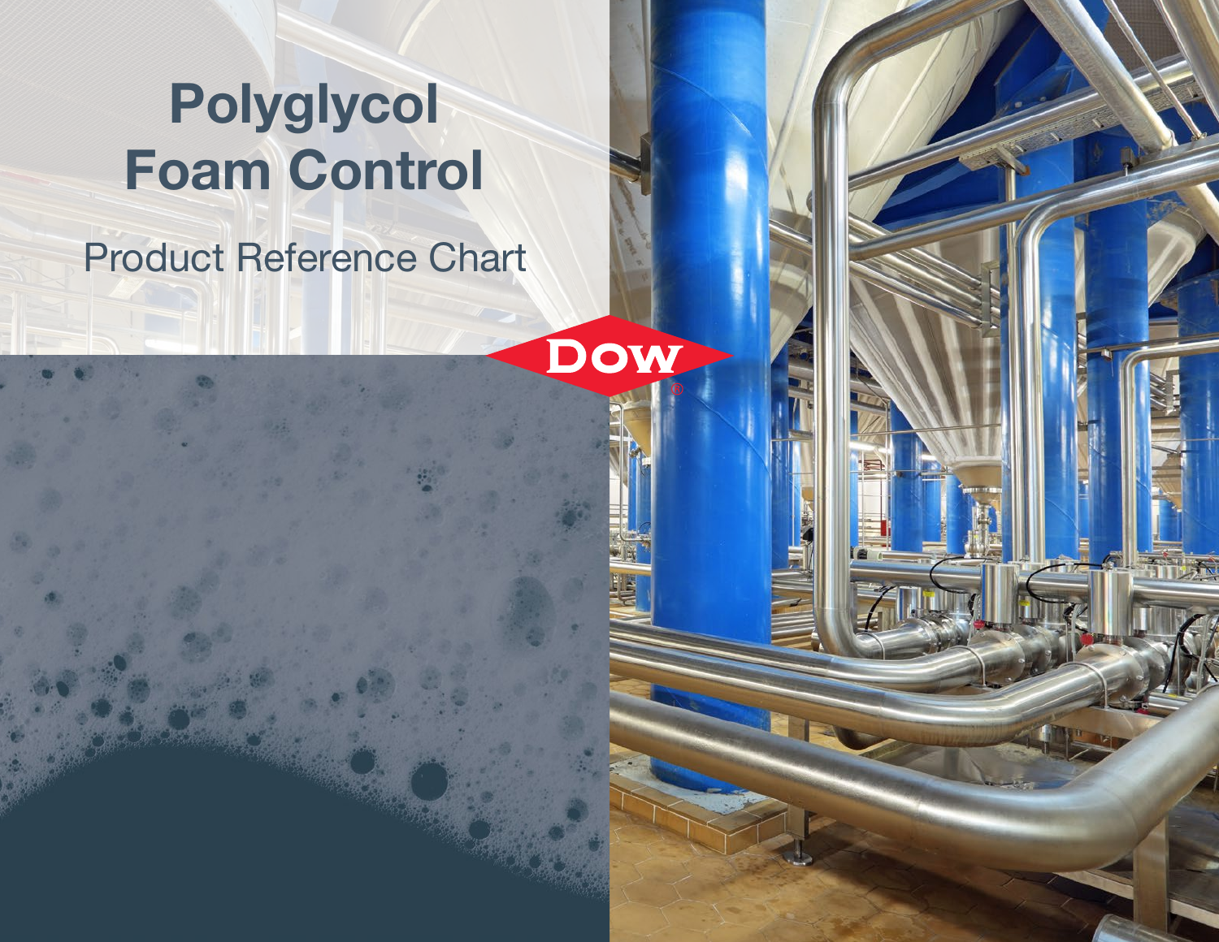# Polyglycol Foam Control

## Product Reference Chart

DOW®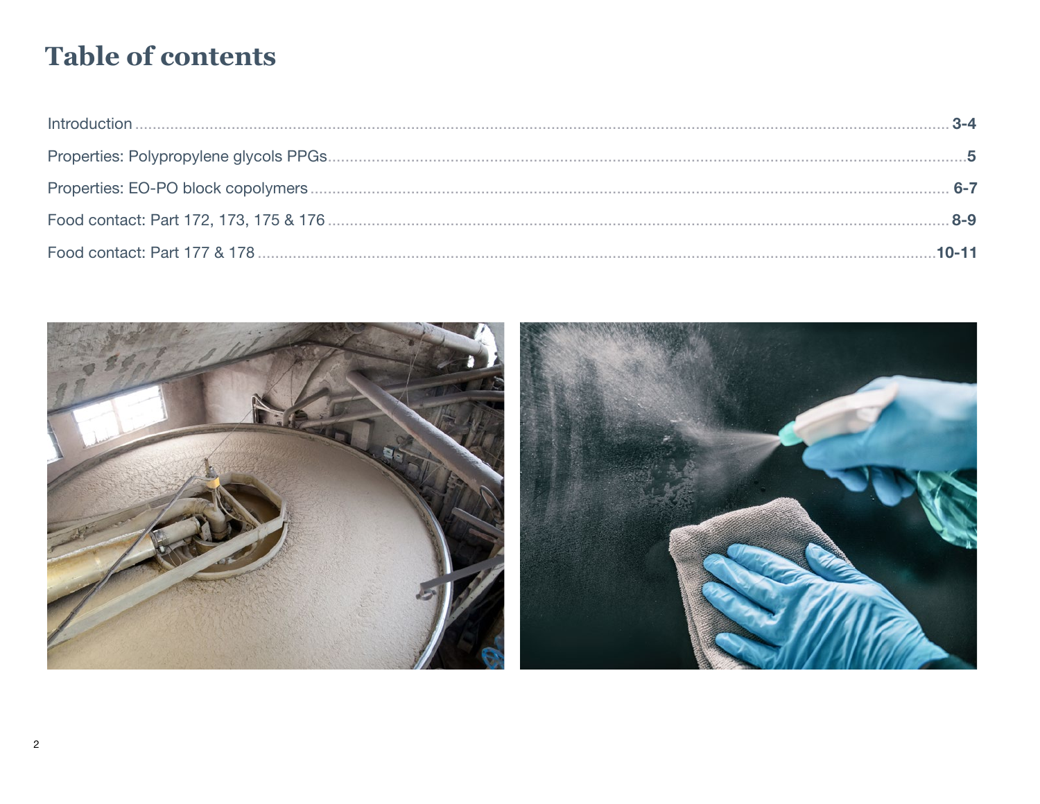# Table of contents

| Section | Page |
| --- | --- |
| Introduction | **3-4** |
| Properties: Polypropylene glycols PPGs | **5** |
| Properties: EO-PO block copolymers | **6-7** |
| Food contact: Part 172, 173, 175 & 176 | **8-9** |
| Food contact: Part 177 & 178 | **10-11** |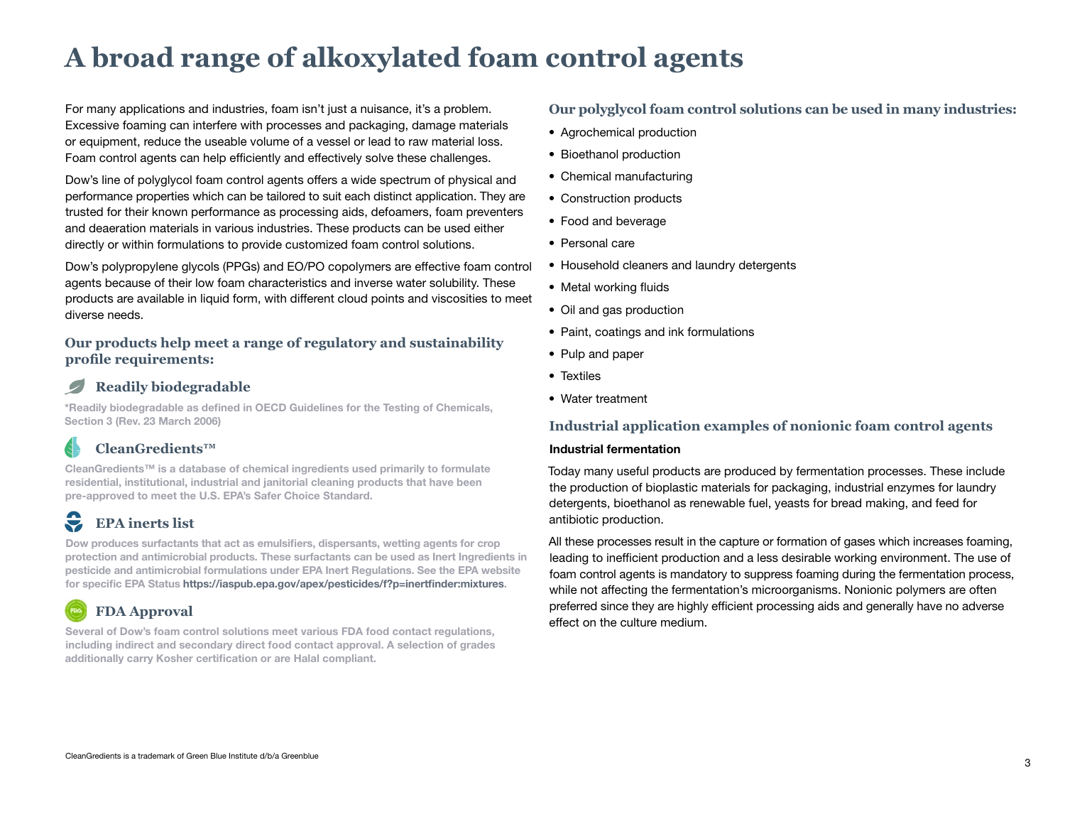# A broad range of alkoxylated foam control agents

For many applications and industries, foam isn't just a nuisance, it's a problem. Excessive foaming can interfere with processes and packaging, damage materials or equipment, reduce the useable volume of a vessel or lead to raw material loss. Foam control agents can help efficiently and effectively solve these challenges.

Dow's line of polyglycol foam control agents offers a wide spectrum of physical and performance properties which can be tailored to suit each distinct application. They are trusted for their known performance as processing aids, defoamers, foam preventers and deaeration materials in various industries. These products can be used either directly or within formulations to provide customized foam control solutions.

Dow's polypropylene glycols (PPGs) and EO/PO copolymers are effective foam control agents because of their low foam characteristics and inverse water solubility. These products are available in liquid form, with different cloud points and viscosities to meet diverse needs.

## Our products help meet a range of regulatory and sustainability profile requirements:

### Readily biodegradable

*Readily biodegradable as defined in OECD Guidelines for the Testing of Chemicals, Section 3 (Rev. 23 March 2006)

### CleanGredients™

CleanGredients™ is a database of chemical ingredients used primarily to formulate residential, institutional, industrial and janitorial cleaning products that have been pre-approved to meet the U.S. EPA's Safer Choice Standard.

### EPA inerts list

Dow produces surfactants that act as emulsifiers, dispersants, wetting agents for crop protection and antimicrobial products. These surfactants can be used as Inert Ingredients in pesticide and antimicrobial formulations under EPA Inert Regulations. See the EPA website for specific EPA Status **https://iaspub.epa.gov/apex/pesticides/f?p=inertfinder:mixtures**.

### FDA Approval

Several of Dow's foam control solutions meet various FDA food contact regulations, including indirect and secondary direct food contact approval. A selection of grades additionally carry Kosher certification or are Halal compliant.

## Our polyglycol foam control solutions can be used in many industries:

- Agrochemical production
- Bioethanol production
- Chemical manufacturing
- Construction products
- Food and beverage
- Personal care
- Household cleaners and laundry detergents
- Metal working fluids
- Oil and gas production
- Paint, coatings and ink formulations
- Pulp and paper
- Textiles
- Water treatment

## Industrial application examples of nonionic foam control agents

**Industrial fermentation**

Today many useful products are produced by fermentation processes. These include the production of bioplastic materials for packaging, industrial enzymes for laundry detergents, bioethanol as renewable fuel, yeasts for bread making, and feed for antibiotic production.

All these processes result in the capture or formation of gases which increases foaming, leading to inefficient production and a less desirable working environment. The use of foam control agents is mandatory to suppress foaming during the fermentation process, while not affecting the fermentation's microorganisms. Nonionic polymers are often preferred since they are highly efficient processing aids and generally have no adverse effect on the culture medium.

CleanGredients is a trademark of Green Blue Institute d/b/a Greenblue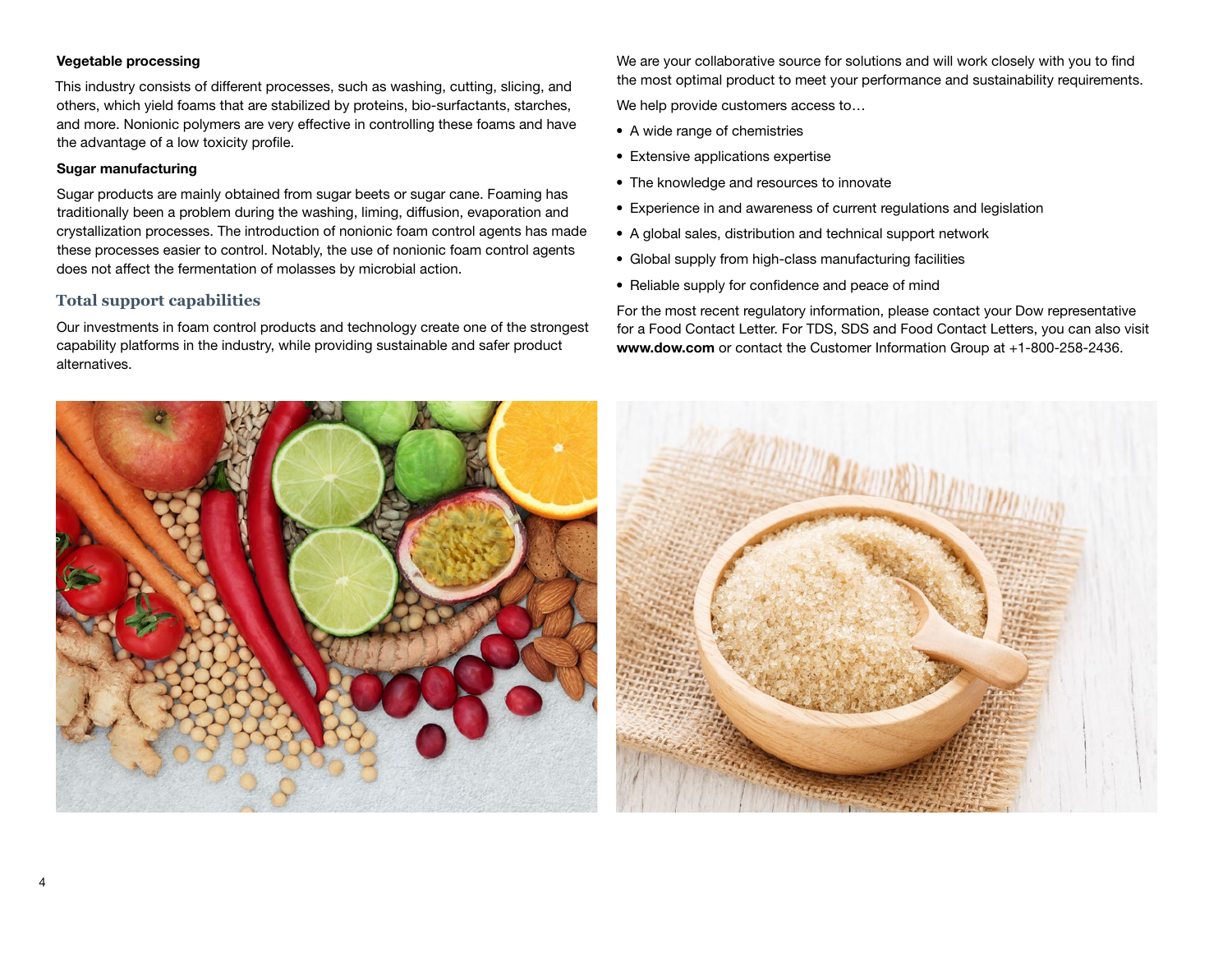**Vegetable processing**

This industry consists of different processes, such as washing, cutting, slicing, and others, which yield foams that are stabilized by proteins, bio-surfactants, starches, and more. Nonionic polymers are very effective in controlling these foams and have the advantage of a low toxicity profile.

**Sugar manufacturing**

Sugar products are mainly obtained from sugar beets or sugar cane. Foaming has traditionally been a problem during the washing, liming, diffusion, evaporation and crystallization processes. The introduction of nonionic foam control agents has made these processes easier to control. Notably, the use of nonionic foam control agents does not affect the fermentation of molasses by microbial action.

## Total support capabilities

Our investments in foam control products and technology create one of the strongest capability platforms in the industry, while providing sustainable and safer product alternatives.

We are your collaborative source for solutions and will work closely with you to find the most optimal product to meet your performance and sustainability requirements.

We help provide customers access to…

- A wide range of chemistries
- Extensive applications expertise
- The knowledge and resources to innovate
- Experience in and awareness of current regulations and legislation
- A global sales, distribution and technical support network
- Global supply from high-class manufacturing facilities
- Reliable supply for confidence and peace of mind

For the most recent regulatory information, please contact your Dow representative for a Food Contact Letter. For TDS, SDS and Food Contact Letters, you can also visit **www.dow.com** or contact the Customer Information Group at +1-800-258-2436.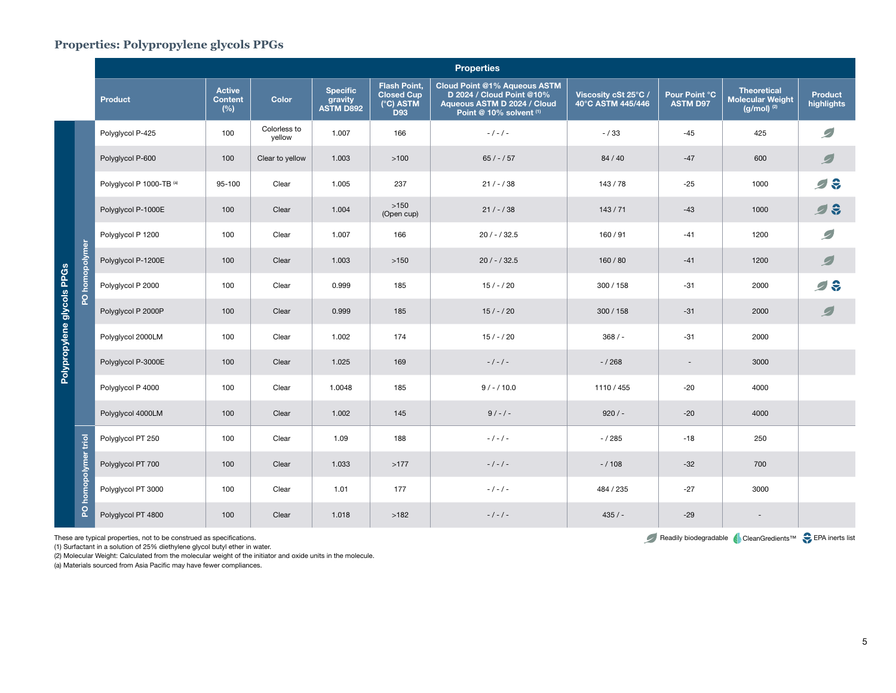## Properties: Polypropylene glycols PPGs

| | | Product | Active Content (%) | Color | Specific gravity ASTM D892 | Flash Point, Closed Cup (°C) ASTM D93 | Cloud Point @1% Aqueous ASTM D 2024 / Cloud Point @10% Aqueous ASTM D 2024 / Cloud Point @ 10% solvent [1] | Viscosity cSt 25°C / 40°C ASTM 445/446 | Pour Point °C ASTM D97 | Theoretical Molecular Weight (g/mol) [2] | Product highlights |
|---|---|---|---|---|---|---|---|---|---|---|---|
| Polypropylene glycols PPGs | PO homopolymer | Polyglycol P-425 | 100 | Colorless to yellow | 1.007 | 166 | - / - / - | - / 33 | -45 | 425 | Readily biodegradable |
| | | Polyglycol P-600 | 100 | Clear to yellow | 1.003 | >100 | 65 / - / 57 | 84 / 40 | -47 | 600 | Readily biodegradable |
| | | Polyglycol P 1000-TB [a] | 95-100 | Clear | 1.005 | 237 | 21 / - / 38 | 143 / 78 | -25 | 1000 | Readily biodegradable, EPA inerts list |
| | | Polyglycol P-1000E | 100 | Clear | 1.004 | >150 (Open cup) | 21 / - / 38 | 143 / 71 | -43 | 1000 | Readily biodegradable, EPA inerts list |
| | | Polyglycol P 1200 | 100 | Clear | 1.007 | 166 | 20 / - / 32.5 | 160 / 91 | -41 | 1200 | Readily biodegradable |
| | | Polyglycol P-1200E | 100 | Clear | 1.003 | >150 | 20 / - / 32.5 | 160 / 80 | -41 | 1200 | Readily biodegradable |
| | | Polyglycol P 2000 | 100 | Clear | 0.999 | 185 | 15 / - / 20 | 300 / 158 | -31 | 2000 | Readily biodegradable, EPA inerts list |
| | | Polyglycol P 2000P | 100 | Clear | 0.999 | 185 | 15 / - / 20 | 300 / 158 | -31 | 2000 | Readily biodegradable |
| | | Polyglycol 2000LM | 100 | Clear | 1.002 | 174 | 15 / - / 20 | 368 / - | -31 | 2000 | |
| | | Polyglycol P-3000E | 100 | Clear | 1.025 | 169 | - / - / - | - / 268 | - | 3000 | |
| | | Polyglycol P 4000 | 100 | Clear | 1.0048 | 185 | 9 / - / 10.0 | 1110 / 455 | -20 | 4000 | |
| | | Polyglycol 4000LM | 100 | Clear | 1.002 | 145 | 9 / - / - | 920 / - | -20 | 4000 | |
| | PO homopolymer triol | Polyglycol PT 250 | 100 | Clear | 1.09 | 188 | - / - / - | - / 285 | -18 | 250 | |
| | | Polyglycol PT 700 | 100 | Clear | 1.033 | >177 | - / - / - | - / 108 | -32 | 700 | |
| | | Polyglycol PT 3000 | 100 | Clear | 1.01 | 177 | - / - / - | 484 / 235 | -27 | 3000 | |
| | | Polyglycol PT 4800 | 100 | Clear | 1.018 | >182 | - / - / - | 435 / - | -29 | - | |

These are typical properties, not to be construed as specifications.
(1) Surfactant in a solution of 25% diethylene glycol butyl ether in water.
(2) Molecular Weight: Calculated from the molecular weight of the initiator and oxide units in the molecule.
(a) Materials sourced from Asia Pacific may have fewer compliances.

Readily biodegradable | CleanGredients™ | EPA inerts list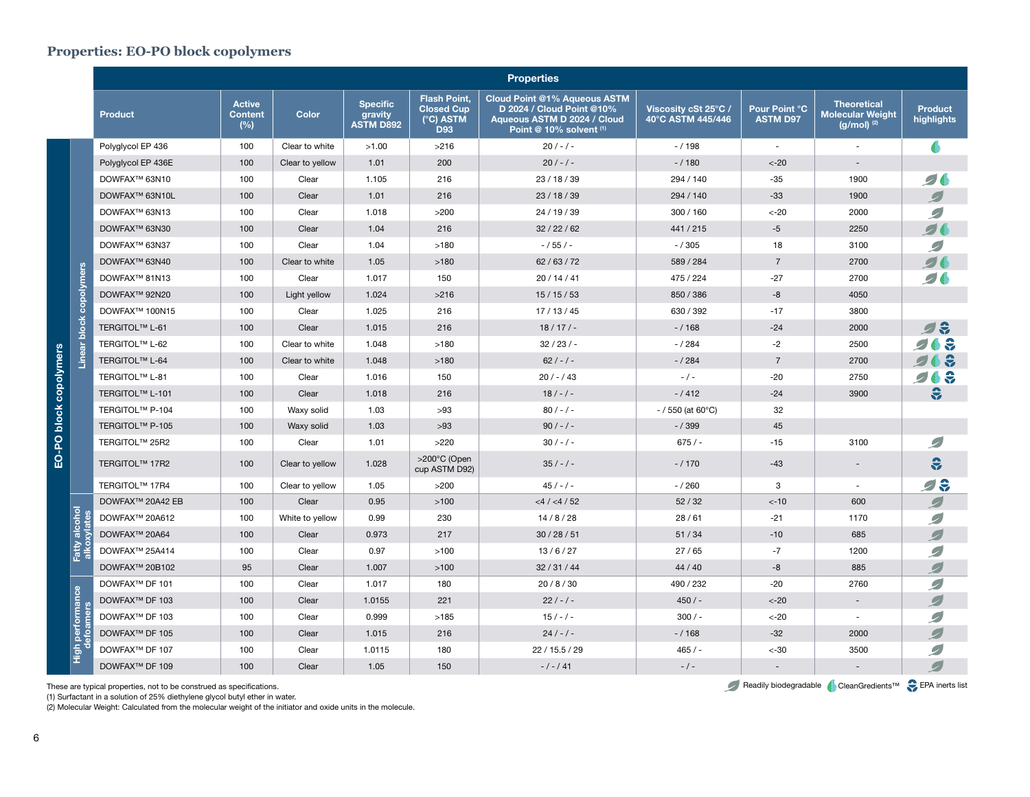## Properties: EO-PO block copolymers

| | | Product | Active Content (%) | Color | Specific gravity ASTM D892 | Flash Point, Closed Cup (°C) ASTM D93 | Cloud Point @1% Aqueous ASTM D 2024 / Cloud Point @10% Aqueous ASTM D 2024 / Cloud Point @ 10% solvent (1) | Viscosity cSt 25°C / 40°C ASTM 445/446 | Pour Point °C ASTM D97 | Theoretical Molecular Weight (g/mol) (2) | Product highlights |
|---|---|---|---|---|---|---|---|---|---|---|---|
| EO-PO block copolymers | Linear block copolymers | Polyglycol EP 436 | 100 | Clear to white | >1.00 | >216 | 20 / - / - | - / 198 | - | - | CleanGredients™ |
| | | Polyglycol EP 436E | 100 | Clear to yellow | 1.01 | 200 | 20 / - / - | - / 180 | <-20 | - | |
| | | DOWFAX™ 63N10 | 100 | Clear | 1.105 | 216 | 23 / 18 / 39 | 294 / 140 | -35 | 1900 | Readily biodegradable, CleanGredients™ |
| | | DOWFAX™ 63N10L | 100 | Clear | 1.01 | 216 | 23 / 18 / 39 | 294 / 140 | -33 | 1900 | Readily biodegradable |
| | | DOWFAX™ 63N13 | 100 | Clear | 1.018 | >200 | 24 / 19 / 39 | 300 / 160 | <-20 | 2000 | Readily biodegradable |
| | | DOWFAX™ 63N30 | 100 | Clear | 1.04 | 216 | 32 / 22 / 62 | 441 / 215 | -5 | 2250 | Readily biodegradable, CleanGredients™ |
| | | DOWFAX™ 63N37 | 100 | Clear | 1.04 | >180 | - / 55 / - | - / 305 | 18 | 3100 | Readily biodegradable |
| | | DOWFAX™ 63N40 | 100 | Clear to white | 1.05 | >180 | 62 / 63 / 72 | 589 / 284 | 7 | 2700 | Readily biodegradable, CleanGredients™ |
| | | DOWFAX™ 81N13 | 100 | Clear | 1.017 | 150 | 20 / 14 / 41 | 475 / 224 | -27 | 2700 | Readily biodegradable, CleanGredients™ |
| | | DOWFAX™ 92N20 | 100 | Light yellow | 1.024 | >216 | 15 / 15 / 53 | 850 / 386 | -8 | 4050 | |
| | | DOWFAX™ 100N15 | 100 | Clear | 1.025 | 216 | 17 / 13 / 45 | 630 / 392 | -17 | 3800 | |
| | | TERGITOL™ L-61 | 100 | Clear | 1.015 | 216 | 18 / 17 / - | - / 168 | -24 | 2000 | Readily biodegradable, EPA inerts list |
| | | TERGITOL™ L-62 | 100 | Clear to white | 1.048 | >180 | 32 / 23 / - | - / 284 | -2 | 2500 | Readily biodegradable, CleanGredients™, EPA inerts list |
| | | TERGITOL™ L-64 | 100 | Clear to white | 1.048 | >180 | 62 / - / - | - / 284 | 7 | 2700 | Readily biodegradable, CleanGredients™, EPA inerts list |
| | | TERGITOL™ L-81 | 100 | Clear | 1.016 | 150 | 20 / - / 43 | - / - | -20 | 2750 | Readily biodegradable, CleanGredients™, EPA inerts list |
| | | TERGITOL™ L-101 | 100 | Clear | 1.018 | 216 | 18 / - / - | - / 412 | -24 | 3900 | EPA inerts list |
| | | TERGITOL™ P-104 | 100 | Waxy solid | 1.03 | >93 | 80 / - / - | - / 550 (at 60°C) | 32 | | |
| | | TERGITOL™ P-105 | 100 | Waxy solid | 1.03 | >93 | 90 / - / - | - / 399 | 45 | | |
| | | TERGITOL™ 25R2 | 100 | Clear | 1.01 | >220 | 30 / - / - | 675 / - | -15 | 3100 | Readily biodegradable |
| | | TERGITOL™ 17R2 | 100 | Clear to yellow | 1.028 | >200°C (Open cup ASTM D92) | 35 / - / - | - / 170 | -43 | - | EPA inerts list |
| | | TERGITOL™ 17R4 | 100 | Clear to yellow | 1.05 | >200 | 45 / - / - | - / 260 | 3 | - | Readily biodegradable, EPA inerts list |
| | Fatty alcohol alkoxylates | DOWFAX™ 20A42 EB | 100 | Clear | 0.95 | >100 | <4 / <4 / 52 | 52 / 32 | <-10 | 600 | Readily biodegradable |
| | | DOWFAX™ 20A612 | 100 | White to yellow | 0.99 | 230 | 14 / 8 / 28 | 28 / 61 | -21 | 1170 | Readily biodegradable |
| | | DOWFAX™ 20A64 | 100 | Clear | 0.973 | 217 | 30 / 28 / 51 | 51 / 34 | -10 | 685 | Readily biodegradable |
| | | DOWFAX™ 25A414 | 100 | Clear | 0.97 | >100 | 13 / 6 / 27 | 27 / 65 | -7 | 1200 | Readily biodegradable |
| | | DOWFAX™ 20B102 | 95 | Clear | 1.007 | >100 | 32 / 31 / 44 | 44 / 40 | -8 | 885 | Readily biodegradable |
| | High performance defoamers | DOWFAX™ DF 101 | 100 | Clear | 1.017 | 180 | 20 / 8 / 30 | 490 / 232 | -20 | 2760 | Readily biodegradable |
| | | DOWFAX™ DF 103 | 100 | Clear | 1.0155 | 221 | 22 / - / - | 450 / - | <-20 | - | Readily biodegradable |
| | | DOWFAX™ DF 103 | 100 | Clear | 0.999 | >185 | 15 / - / - | 300 / - | <-20 | - | Readily biodegradable |
| | | DOWFAX™ DF 105 | 100 | Clear | 1.015 | 216 | 24 / - / - | - / 168 | -32 | 2000 | Readily biodegradable |
| | | DOWFAX™ DF 107 | 100 | Clear | 1.0115 | 180 | 22 / 15.5 / 29 | 465 / - | <-30 | 3500 | Readily biodegradable |
| | | DOWFAX™ DF 109 | 100 | Clear | 1.05 | 150 | - / - / 41 | - / - | - | - | Readily biodegradable |

Legend: Readily biodegradable | CleanGredients™ | EPA inerts list

These are typical properties, not to be construed as specifications.

(1) Surfactant in a solution of 25% diethylene glycol butyl ether in water.

(2) Molecular Weight: Calculated from the molecular weight of the initiator and oxide units in the molecule.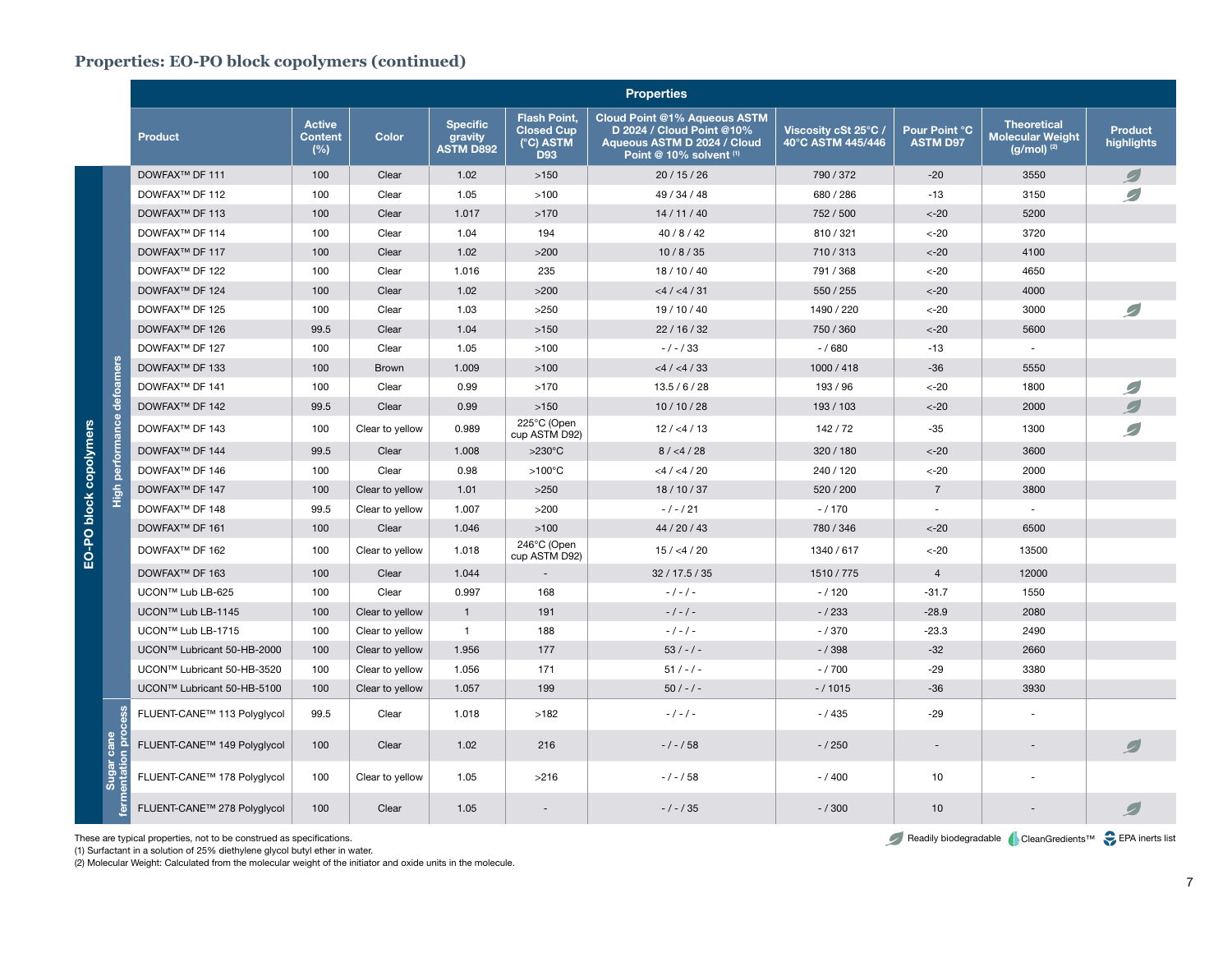## Properties: EO-PO block copolymers (continued)

| | | Properties | | | | | | | | | |
|---|---|---|---|---|---|---|---|---|---|---|---|
| | | Product | Active Content (%) | Color | Specific gravity ASTM D892 | Flash Point, Closed Cup (°C) ASTM D93 | Cloud Point @1% Aqueous ASTM D 2024 / Cloud Point @10% Aqueous ASTM D 2024 / Cloud Point @ 10% solvent [1] | Viscosity cSt 25°C / 40°C ASTM 445/446 | Pour Point °C ASTM D97 | Theoretical Molecular Weight (g/mol) [2] | Product highlights |
| EO-PO block copolymers | High performance defoamers | DOWFAX™ DF 111 | 100 | Clear | 1.02 | >150 | 20 / 15 / 26 | 790 / 372 | -20 | 3550 | Readily biodegradable |
| | | DOWFAX™ DF 112 | 100 | Clear | 1.05 | >100 | 49 / 34 / 48 | 680 / 286 | -13 | 3150 | Readily biodegradable |
| | | DOWFAX™ DF 113 | 100 | Clear | 1.017 | >170 | 14 / 11 / 40 | 752 / 500 | <-20 | 5200 | |
| | | DOWFAX™ DF 114 | 100 | Clear | 1.04 | 194 | 40 / 8 / 42 | 810 / 321 | <-20 | 3720 | |
| | | DOWFAX™ DF 117 | 100 | Clear | 1.02 | >200 | 10 / 8 / 35 | 710 / 313 | <-20 | 4100 | |
| | | DOWFAX™ DF 122 | 100 | Clear | 1.016 | 235 | 18 / 10 / 40 | 791 / 368 | <-20 | 4650 | |
| | | DOWFAX™ DF 124 | 100 | Clear | 1.02 | >200 | <4 / <4 / 31 | 550 / 255 | <-20 | 4000 | |
| | | DOWFAX™ DF 125 | 100 | Clear | 1.03 | >250 | 19 / 10 / 40 | 1490 / 220 | <-20 | 3000 | Readily biodegradable |
| | | DOWFAX™ DF 126 | 99.5 | Clear | 1.04 | >150 | 22 / 16 / 32 | 750 / 360 | <-20 | 5600 | |
| | | DOWFAX™ DF 127 | 100 | Clear | 1.05 | >100 | - / - / 33 | - / 680 | -13 | - | |
| | | DOWFAX™ DF 133 | 100 | Brown | 1.009 | >100 | <4 / <4 / 33 | 1000 / 418 | -36 | 5550 | |
| | | DOWFAX™ DF 141 | 100 | Clear | 0.99 | >170 | 13.5 / 6 / 28 | 193 / 96 | <-20 | 1800 | Readily biodegradable |
| | | DOWFAX™ DF 142 | 99.5 | Clear | 0.99 | >150 | 10 / 10 / 28 | 193 / 103 | <-20 | 2000 | Readily biodegradable |
| | | DOWFAX™ DF 143 | 100 | Clear to yellow | 0.989 | 225°C (Open cup ASTM D92) | 12 / <4 / 13 | 142 / 72 | -35 | 1300 | Readily biodegradable |
| | | DOWFAX™ DF 144 | 99.5 | Clear | 1.008 | >230°C | 8 / <4 / 28 | 320 / 180 | <-20 | 3600 | |
| | | DOWFAX™ DF 146 | 100 | Clear | 0.98 | >100°C | <4 / <4 / 20 | 240 / 120 | <-20 | 2000 | |
| | | DOWFAX™ DF 147 | 100 | Clear to yellow | 1.01 | >250 | 18 / 10 / 37 | 520 / 200 | 7 | 3800 | |
| | | DOWFAX™ DF 148 | 99.5 | Clear to yellow | 1.007 | >200 | - / - / 21 | - / 170 | - | - | |
| | | DOWFAX™ DF 161 | 100 | Clear | 1.046 | >100 | 44 / 20 / 43 | 780 / 346 | <-20 | 6500 | |
| | | DOWFAX™ DF 162 | 100 | Clear to yellow | 1.018 | 246°C (Open cup ASTM D92) | 15 / <4 / 20 | 1340 / 617 | <-20 | 13500 | |
| | | DOWFAX™ DF 163 | 100 | Clear | 1.044 | - | 32 / 17.5 / 35 | 1510 / 775 | 4 | 12000 | |
| | | UCON™ Lub LB-625 | 100 | Clear | 0.997 | 168 | - / - / - | - / 120 | -31.7 | 1550 | |
| | | UCON™ Lub LB-1145 | 100 | Clear to yellow | 1 | 191 | - / - / - | - / 233 | -28.9 | 2080 | |
| | | UCON™ Lub LB-1715 | 100 | Clear to yellow | 1 | 188 | - / - / - | - / 370 | -23.3 | 2490 | |
| | | UCON™ Lubricant 50-HB-2000 | 100 | Clear to yellow | 1.956 | 177 | 53 / - / - | - / 398 | -32 | 2660 | |
| | | UCON™ Lubricant 50-HB-3520 | 100 | Clear to yellow | 1.056 | 171 | 51 / - / - | - / 700 | -29 | 3380 | |
| | | UCON™ Lubricant 50-HB-5100 | 100 | Clear to yellow | 1.057 | 199 | 50 / - / - | - / 1015 | -36 | 3930 | |
| | Sugar cane fermentation process | FLUENT-CANE™ 113 Polyglycol | 99.5 | Clear | 1.018 | >182 | - / - / - | - / 435 | -29 | - | |
| | | FLUENT-CANE™ 149 Polyglycol | 100 | Clear | 1.02 | 216 | - / - / 58 | - / 250 | - | - | Readily biodegradable |
| | | FLUENT-CANE™ 178 Polyglycol | 100 | Clear to yellow | 1.05 | >216 | - / - / 58 | - / 400 | 10 | - | |
| | | FLUENT-CANE™ 278 Polyglycol | 100 | Clear | 1.05 | - | - / - / 35 | - / 300 | 10 | - | Readily biodegradable |

These are typical properties, not to be construed as specifications.
(1) Surfactant in a solution of 25% diethylene glycol butyl ether in water.
(2) Molecular Weight: Calculated from the molecular weight of the initiator and oxide units in the molecule.

Readily biodegradable | CleanGredients™ | EPA inerts list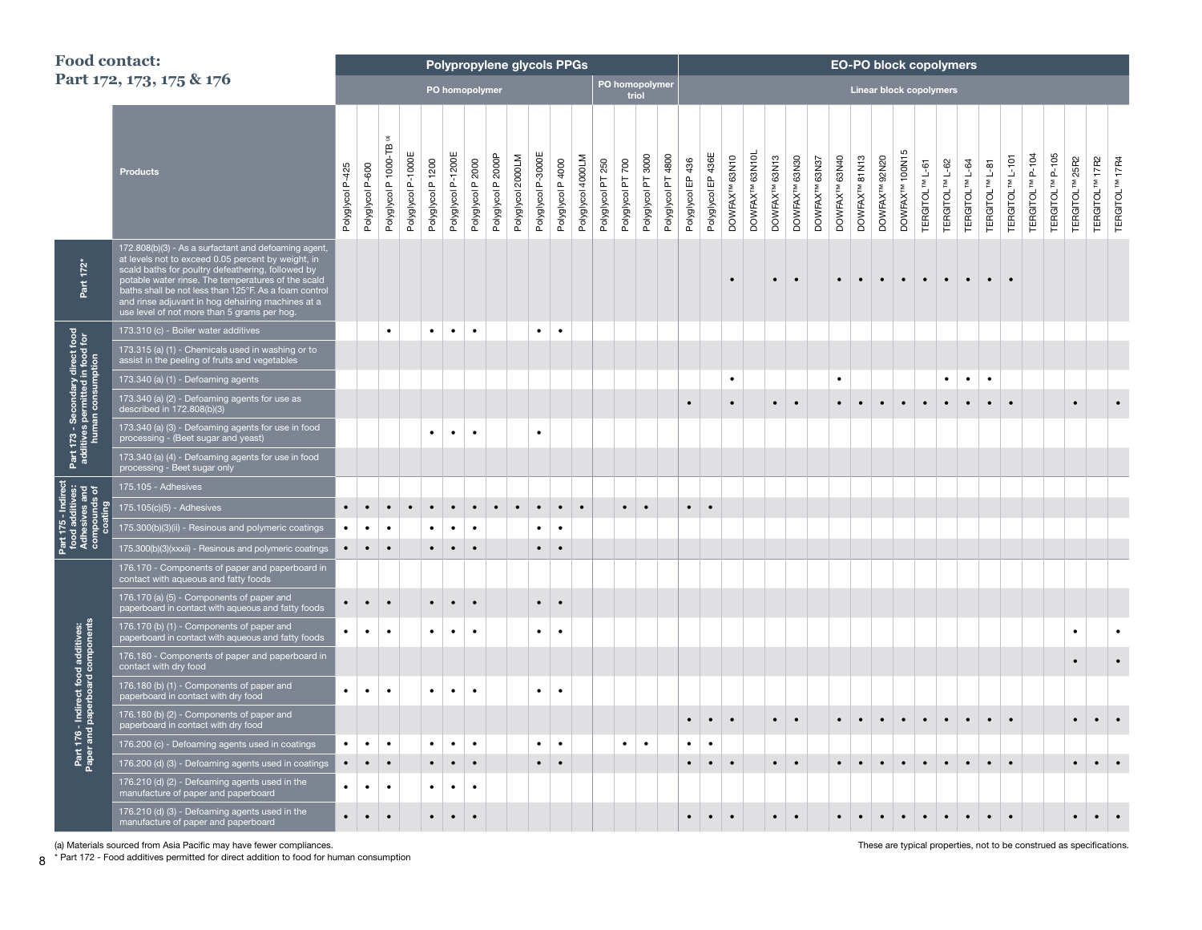# Food contact: Part 172, 173, 175 & 176

| | | Polypropylene glycols PPGs | | | | | | | | | | | | | | | | EO-PO block copolymers | | | | | | | | | | | | | | | | | | | | |
|---|---|---|---|---|---|---|---|---|---|---|---|---|---|---|---|---|---|---|---|---|---|---|---|---|---|---|---|---|---|---|---|---|---|---|---|---|---|---|
| | | PO homopolymer | | | | | | | | | | | | PO homopolymer triol | | | | Linear block copolymers | | | | | | | | | | | | | | | | | | | | |
| | Products | Polyglycol P-425 | Polyglycol P-600 | Polyglycol P 1000-TB [a] | Polyglycol P-1000E | Polyglycol P 1200 | Polyglycol P-1200E | Polyglycol P 2000 | Polyglycol P 2000P | Polyglycol 2000LM | Polyglycol P-3000E | Polyglycol P 4000 | Polyglycol 4000LM | Polyglycol PT 250 | Polyglycol PT 700 | Polyglycol PT 3000 | Polyglycol PT 4800 | Polyglycol EP 436 | Polyglycol EP 436E | DOWFAX™ 63N10 | DOWFAX™ 63N10L | DOWFAX™ 63N13 | DOWFAX™ 63N30 | DOWFAX™ 63N37 | DOWFAX™ 63N40 | DOWFAX™ 81N13 | DOWFAX™ 92N20 | DOWFAX™ 100N15 | TERGITOL™ L-61 | TERGITOL™ L-62 | TERGITOL™ L-64 | TERGITOL™ L-81 | TERGITOL™ L-101 | TERGITOL™ P-104 | TERGITOL™ P-105 | TERGITOL™ 25R2 | TERGITOL™ 17R2 | TERGITOL™ 17R4 |
| Part 172* | 172.808(b)(3) - As a surfactant and defoaming agent, at levels not to exceed 0.05 percent by weight, in scald baths for poultry defeathering, followed by potable water rinse. The temperatures of the scald baths shall be not less than 125°F. As a foam control and rinse adjuvant in hog dehairing machines at a use level of not more than 5 grams per hog. | | | | | | | | | | | | | | | | | | | • | | • | • | | • | • | • | • | • | • | • | • | • | | | | | |
| Part 173 - Secondary direct food additives permitted in food for human consumption | 173.310 (c) - Boiler water additives | | | • | | • | • | • | | | • | • | | | | | | | | | | | | | | | | | | | | | | | | | | |
| | 173.315 (a) (1) - Chemicals used in washing or to assist in the peeling of fruits and vegetables | | | | | | | | | | | | | | | | | | | | | | | | | | | | | | | | | | | | | |
| | 173.340 (a) (1) - Defoaming agents | | | | | | | | | | | | | | | | | | | • | | | | | • | | | | | • | • | • | | | | | | |
| | 173.340 (a) (2) - Defoaming agents for use as described in 172.808(b)(3) | | | | | | | | | | | | | | | | | • | | • | | • | • | | • | • | • | • | • | • | • | • | • | | | • | | • |
| | 173.340 (a) (3) - Defoaming agents for use in food processing - (Beet sugar and yeast) | | | | | • | • | • | | | • | | | | | | | | | | | | | | | | | | | | | | | | | | | |
| | 173.340 (a) (4) - Defoaming agents for use in food processing - Beet sugar only | | | | | | | | | | | | | | | | | | | | | | | | | | | | | | | | | | | | | |
| Part 175 - Indirect food additives: Adhesives and compounds of coating | 175.105 - Adhesives | | | | | | | | | | | | | | | | | | | | | | | | | | | | | | | | | | | | | |
| | 175.105(c)(5) - Adhesives | • | • | • | • | • | • | • | • | • | • | • | • | | • | • | | • | • | | | | | | | | | | | | | | | | | | | |
| | 175.300(b)(3)(ii) - Resinous and polymeric coatings | • | • | • | | • | • | • | | | • | • | | | | | | | | | | | | | | | | | | | | | | | | | | |
| | 175.300(b)(3)(xxxii) - Resinous and polymeric coatings | • | • | • | | • | • | • | | | • | • | | | | | | | | | | | | | | | | | | | | | | | | | | |
| Part 176 - Indirect food additives: Paper and paperboard components | 176.170 - Components of paper and paperboard in contact with aqueous and fatty foods | | | | | | | | | | | | | | | | | | | | | | | | | | | | | | | | | | | | | |
| | 176.170 (a) (5) - Components of paper and paperboard in contact with aqueous and fatty foods | • | • | • | | • | • | • | | | • | • | | | | | | | | | | | | | | | | | | | | | | | | | | |
| | 176.170 (b) (1) - Components of paper and paperboard in contact with aqueous and fatty foods | • | • | • | | • | • | • | | | • | • | | | | | | | | | | | | | | | | | | | | | | | | • | | • |
| | 176.180 - Components of paper and paperboard in contact with dry food | | | | | | | | | | | | | | | | | | | | | | | | | | | | | | | | | | | • | | • |
| | 176.180 (b) (1) - Components of paper and paperboard in contact with dry food | • | • | • | | • | • | • | | | • | • | | | | | | | | | | | | | | | | | | | | | | | | | | |
| | 176.180 (b) (2) - Components of paper and paperboard in contact with dry food | | | | | | | | | | | | | | | | | • | • | • | | • | • | | • | • | • | • | • | • | • | • | • | | | • | • | • |
| | 176.200 (c) - Defoaming agents used in coatings | • | • | • | | • | • | • | | | • | • | | | • | • | | • | • | | | | | | | | | | | | | | | | | | | |
| | 176.200 (d) (3) - Defoaming agents used in coatings | • | • | • | | • | • | • | | | • | • | | | | | | • | • | • | | • | • | | • | • | • | • | • | • | • | • | • | | | • | • | • |
| | 176.210 (d) (2) - Defoaming agents used in the manufacture of paper and paperboard | • | • | • | | • | • | • | | | | | | | | | | | | | | | | | | | | | | | | | | | | | | |
| | 176.210 (d) (3) - Defoaming agents used in the manufacture of paper and paperboard | • | • | • | | • | • | • | | | | | | | | | | • | • | • | | • | • | | • | • | • | • | • | • | • | • | • | | | • | • | • |

(a) Materials sourced from Asia Pacific may have fewer compliances.

* Part 172 - Food additives permitted for direct addition to food for human consumption

These are typical properties, not to be construed as specifications.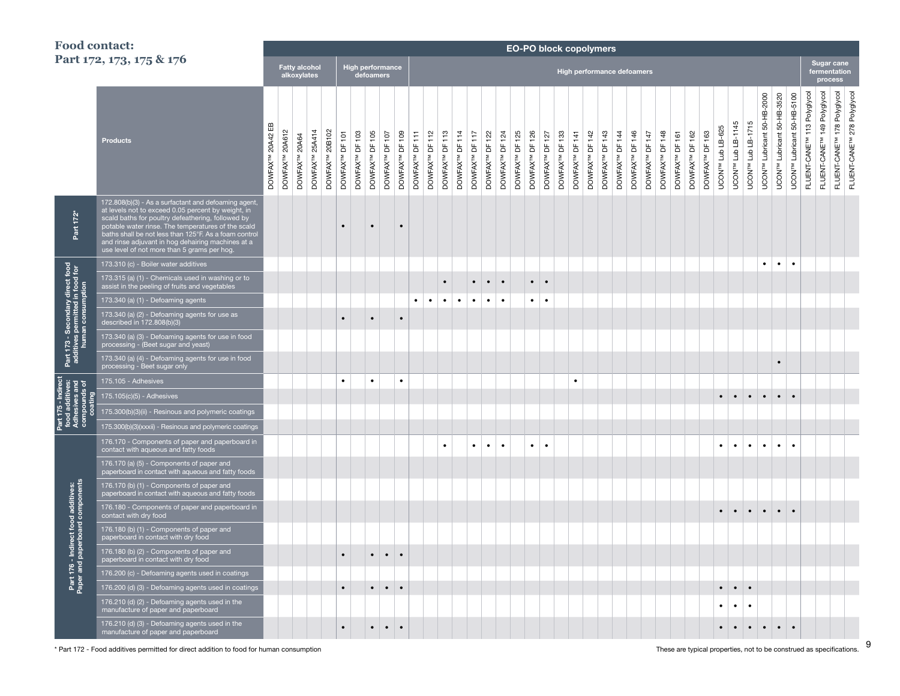# Food contact: Part 172, 173, 175 & 176

| Part | Products | DOWFAX™ 20A42 EB | DOWFAX™ 20A612 | DOWFAX™ 20A64 | DOWFAX™ 25A414 | DOWFAX™ 20B102 | DOWFAX™ DF 101 | DOWFAX™ DF 103 | DOWFAX™ DF 105 | DOWFAX™ DF 107 | DOWFAX™ DF 109 | DOWFAX™ DF 111 | DOWFAX™ DF 112 | DOWFAX™ DF 113 | DOWFAX™ DF 114 | DOWFAX™ DF 117 | DOWFAX™ DF 122 | DOWFAX™ DF 124 | DOWFAX™ DF 125 | DOWFAX™ DF 126 | DOWFAX™ DF 127 | DOWFAX™ DF 133 | DOWFAX™ DF 141 | DOWFAX™ DF 142 | DOWFAX™ DF 143 | DOWFAX™ DF 144 | DOWFAX™ DF 146 | DOWFAX™ DF 147 | DOWFAX™ DF 148 | DOWFAX™ DF 161 | DOWFAX™ DF 162 | DOWFAX™ DF 163 | UCON™ Lub LB-625 | UCON™ Lub LB-1145 | UCON™ Lub LB-1715 | UCON™ Lubricant 50-HB-2000 | UCON™ Lubricant 50-HB-3520 | UCON™ Lubricant 50-HB-5100 | FLUENT-CANE™ 113 Polyglycol | FLUENT-CANE™ 149 Polyglycol | FLUENT-CANE™ 178 Polyglycol | FLUENT-CANE™ 278 Polyglycol |
|---|---|---|---|---|---|---|---|---|---|---|---|---|---|---|---|---|---|---|---|---|---|---|---|---|---|---|---|---|---|---|---|---|---|---|---|---|---|---|---|---|---|---|
| | | EO-PO block copolymers | | | | | | | | | | | | | | | | | | | | | | | | | | | | | | | | | | | | | | | | |
| | | Fatty alcohol alkoxylates | | | | | High performance defoamers | | | | | High performance defoamers | | | | | | | | | | | | | | | | | | | | | | | | | | | Sugar cane fermentation process | | | |
| Part 172* | 172.808(b)(3) - As a surfactant and defoaming agent, at levels not to exceed 0.05 percent by weight, in scald baths for poultry defeathering, followed by potable water rinse. The temperatures of the scald baths shall be not less than 125°F. As a foam control and rinse adjuvant in hog dehairing machines at a use level of not more than 5 grams per hog. | | | | | | • | | • | | • | | | | | | | | | | | | | | | | | | | | | | | | | | | | | | | |
| Part 173 - Secondary direct food additives permitted in food for human consumption | 173.310 (c) - Boiler water additives | | | | | | | | | | | | | | | | | | | | | | | | | | | | | | | | | | | • | • | • | | | | |
| | 173.315 (a) (1) - Chemicals used in washing or to assist in the peeling of fruits and vegetables | | | | | | | | | | | | | • | | • | • | • | | • | • | | | | | | | | | | | | | | | | | | | | | |
| | 173.340 (a) (1) - Defoaming agents | | | | | | | | | | | • | • | • | • | • | • | • | | • | • | | | | | | | | | | | | | | | | | | | | | |
| | 173.340 (a) (2) - Defoaming agents for use as described in 172.808(b)(3) | | | | | | • | | • | | • | | | | | | | | | | | | | | | | | | | | | | | | | | | | | | | |
| | 173.340 (a) (3) - Defoaming agents for use in food processing - (Beet sugar and yeast) | | | | | | | | | | | | | | | | | | | | | | | | | | | | | | | | | | | | | | | | | |
| | 173.340 (a) (4) - Defoaming agents for use in food processing - Beet sugar only | | | | | | | | | | | | | | | | | | | | | | | | | | | | | | | | | | | | • | | | | | |
| Part 175 - Indirect food additives: Adhesives and compounds of coating | 175.105 - Adhesives | | | | | | • | | • | | • | | | | | | | | | | | | • | | | | | | | | | | | | | | | | | | | |
| | 175.105(c)(5) - Adhesives | | | | | | | | | | | | | | | | | | | | | | | | | | | | | | | | • | • | • | • | • | • | | | | |
| | 175.300(b)(3)(ii) - Resinous and polymeric coatings | | | | | | | | | | | | | | | | | | | | | | | | | | | | | | | | | | | | | | | | | |
| | 175.300(b)(3)(xxxii) - Resinous and polymeric coatings | | | | | | | | | | | | | | | | | | | | | | | | | | | | | | | | | | | | | | | | | |
| Part 176 - Indirect food additives: Paper and paperboard components | 176.170 - Components of paper and paperboard in contact with aqueous and fatty foods | | | | | | | | | | | | | • | | • | • | • | | • | • | | | | | | | | | | | | • | • | • | • | • | • | | | | |
| | 176.170 (a) (5) - Components of paper and paperboard in contact with aqueous and fatty foods | | | | | | | | | | | | | | | | | | | | | | | | | | | | | | | | | | | | | | | | | |
| | 176.170 (b) (1) - Components of paper and paperboard in contact with aqueous and fatty foods | | | | | | | | | | | | | | | | | | | | | | | | | | | | | | | | | | | | | | | | | |
| | 176.180 - Components of paper and paperboard in contact with dry food | | | | | | | | | | | | | | | | | | | | | | | | | | | | | | | | • | • | • | • | • | • | | | | |
| | 176.180 (b) (1) - Components of paper and paperboard in contact with dry food | | | | | | | | | | | | | | | | | | | | | | | | | | | | | | | | | | | | | | | | | |
| | 176.180 (b) (2) - Components of paper and paperboard in contact with dry food | | | | | | • | | • | • | • | | | | | | | | | | | | | | | | | | | | | | | | | | | | | | | |
| | 176.200 (c) - Defoaming agents used in coatings | | | | | | | | | | | | | | | | | | | | | | | | | | | | | | | | | | | | | | | | | |
| | 176.200 (d) (3) - Defoaming agents used in coatings | | | | | | • | | • | • | • | | | | | | | | | | | | | | | | | | | | | | • | • | • | | | | | | | |
| | 176.210 (d) (2) - Defoaming agents used in the manufacture of paper and paperboard | | | | | | | | | | | | | | | | | | | | | | | | | | | | | | | | • | • | • | | | | | | | |
| | 176.210 (d) (3) - Defoaming agents used in the manufacture of paper and paperboard | | | | | | • | | • | • | • | | | | | | | | | | | | | | | | | | | | | | • | • | • | • | • | • | | | | |

\* Part 172 - Food additives permitted for direct addition to food for human consumption

These are typical properties, not to be construed as specifications.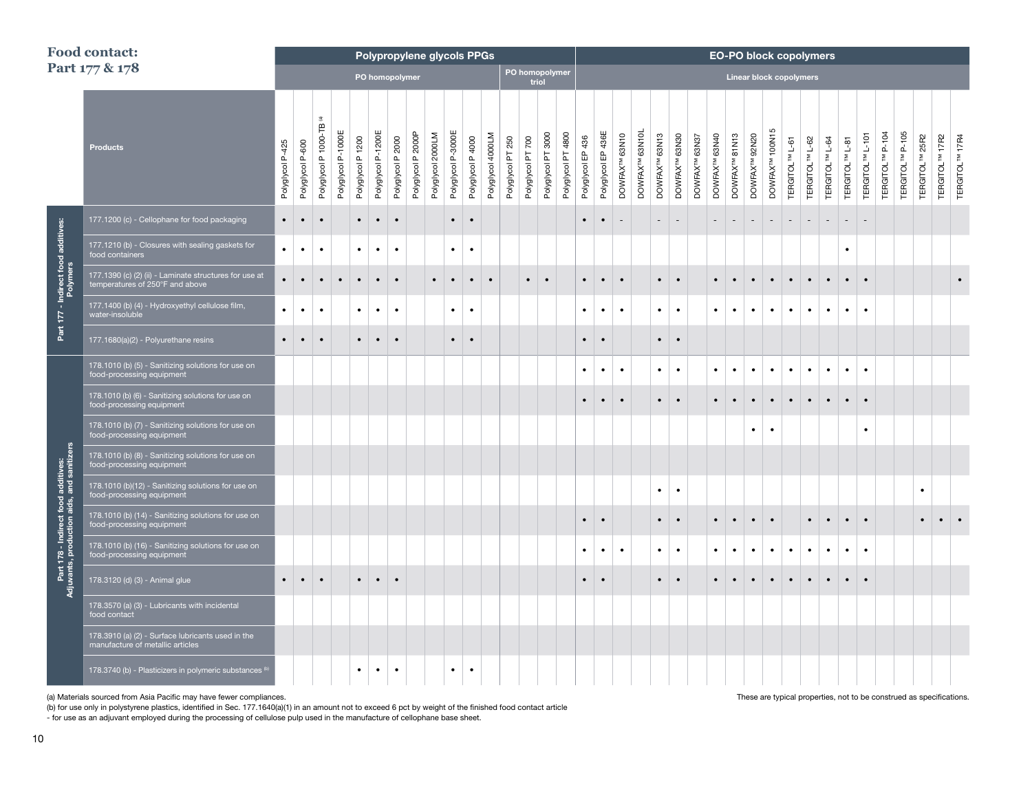# Food contact: Part 177 & 178

| | Products | Polypropylene glycols PPGs | | | | | | | | | | | | | | | | EO-PO block copolymers | | | | | | | | | | | | | | | | | | | | |
|---|---|---|---|---|---|---|---|---|---|---|---|---|---|---|---|---|---|---|---|---|---|---|---|---|---|---|---|---|---|---|---|---|---|---|---|---|---|---|
| | | PO homopolymer | | | | | | | | | | | | PO homopolymer triol | | | | Linear block copolymers | | | | | | | | | | | | | | | | | | | | |
| | | Polyglycol P-425 | Polyglycol P-600 | Polyglycol P 1000-TB [a] | Polyglycol P-1000E | Polyglycol P 1200 | Polyglycol P-1200E | Polyglycol P 2000 | Polyglycol P 2000P | Polyglycol 2000LM | Polyglycol P-3000E | Polyglycol P 4000 | Polyglycol 4000LM | Polyglycol PT 250 | Polyglycol PT 700 | Polyglycol PT 3000 | Polyglycol PT 4800 | Polyglycol EP 436 | Polyglycol EP 436E | DOWFAX™ 63N10 | DOWFAX™ 63N10L | DOWFAX™ 63N13 | DOWFAX™ 63N30 | DOWFAX™ 63N37 | DOWFAX™ 63N40 | DOWFAX™ 81N13 | DOWFAX™ 92N20 | DOWFAX™ 100N15 | TERGITOL™ L-61 | TERGITOL™ L-62 | TERGITOL™ L-64 | TERGITOL™ L-81 | TERGITOL™ L-101 | TERGITOL™ P-104 | TERGITOL™ P-105 | TERGITOL™ 25R2 | TERGITOL™ 17R2 | TERGITOL™ 17R4 |
| Part 177 - Indirect food additives: Polymers | 177.1200 (c) - Cellophane for food packaging | • | • | • | | • | • | • | | | • | • | | | | | | • | • | - | | - | - | | - | - | - | - | - | - | - | - | - | | | | | |
| | 177.1210 (b) - Closures with sealing gaskets for food containers | • | • | • | | • | • | • | | | • | • | | | | | | | | | | | | | | | | | | | | • | | | | | | |
| | 177.1390 (c) (2) (ii) - Laminate structures for use at temperatures of 250°F and above | • | • | • | • | • | • | • | | • | • | • | • | | • | • | | • | • | • | | • | • | | • | • | • | • | • | • | • | • | • | | | | | • |
| | 177.1400 (b) (4) - Hydroxyethyl cellulose film, water-insoluble | • | • | • | | • | • | • | | | • | • | | | | | | • | • | • | | • | • | | • | • | • | • | • | • | • | • | • | | | | | |
| | 177.1680(a)(2) - Polyurethane resins | • | • | • | | • | • | • | | | • | • | | | | | | • | • | | | • | • | | | | | | | | | | | | | | | |
| Part 178 - Indirect food additives: Adjuvants, production aids, and sanitizers | 178.1010 (b) (5) - Sanitizing solutions for use on food-processing equipment | | | | | | | | | | | | | | | | | • | • | • | | • | • | | • | • | • | • | • | • | • | • | • | | | | | |
| | 178.1010 (b) (6) - Sanitizing solutions for use on food-processing equipment | | | | | | | | | | | | | | | | | • | • | • | | • | • | | • | • | • | • | • | • | • | • | • | | | | | |
| | 178.1010 (b) (7) - Sanitizing solutions for use on food-processing equipment | | | | | | | | | | | | | | | | | | | | | | | | | | • | • | | | | | • | | | | | |
| | 178.1010 (b) (8) - Sanitizing solutions for use on food-processing equipment | | | | | | | | | | | | | | | | | | | | | | | | | | | | | | | | | | | | | |
| | 178.1010 (b)(12) - Sanitizing solutions for use on food-processing equipment | | | | | | | | | | | | | | | | | | | | | • | • | | | | | | | | | | | | | • | | |
| | 178.1010 (b) (14) - Sanitizing solutions for use on food-processing equipment | | | | | | | | | | | | | | | | | • | • | | | • | • | | • | • | • | • | | • | • | • | • | | | • | • | • |
| | 178.1010 (b) (16) - Sanitizing solutions for use on food-processing equipment | | | | | | | | | | | | | | | | | • | • | • | | • | • | | • | • | • | • | • | • | • | • | • | | | | | |
| | 178.3120 (d) (3) - Animal glue | • | • | • | | • | • | • | | | | | | | | | | • | • | | | • | • | | • | • | • | • | • | • | • | • | • | | | | | |
| | 178.3570 (a) (3) - Lubricants with incidental food contact | | | | | | | | | | | | | | | | | | | | | | | | | | | | | | | | | | | | | |
| | 178.3910 (a) (2) - Surface lubricants used in the manufacture of metallic articles | | | | | | | | | | | | | | | | | | | | | | | | | | | | | | | | | | | | | |
| | 178.3740 (b) - Plasticizers in polymeric substances [b] | | | | | • | • | • | | | • | • | | | | | | | | | | | | | | | | | | | | | | | | | | |

(a) Materials sourced from Asia Pacific may have fewer compliances.
(b) for use only in polystyrene plastics, identified in Sec. 177.1640(a)(1) in an amount not to exceed 6 pct by weight of the finished food contact article
- for use as an adjuvant employed during the processing of cellulose pulp used in the manufacture of cellophane base sheet.

These are typical properties, not to be construed as specifications.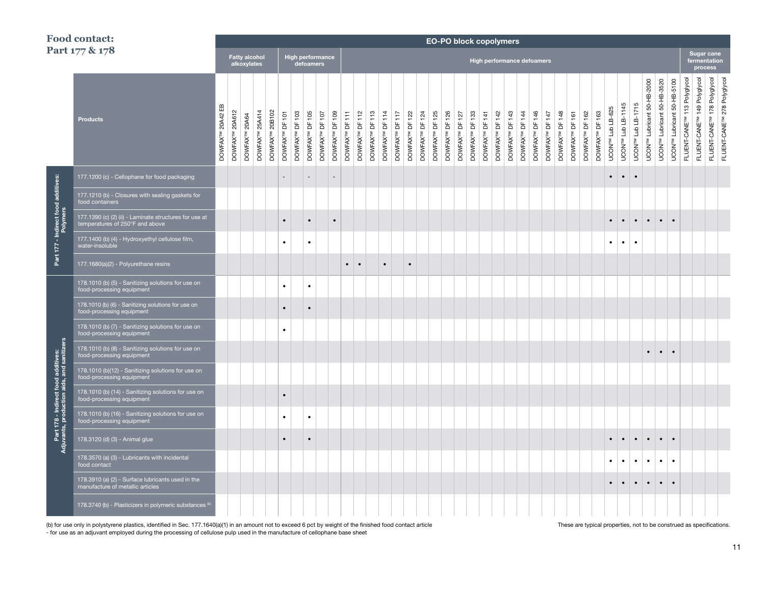# Food contact: Part 177 & 178

| | | EO-PO block copolymers | | | | | | | | | | | | | | | | | | | | | | | | | | | | | | | | | | | | | | | | |
|---|---|---|---|---|---|---|---|---|---|---|---|---|---|---|---|---|---|---|---|---|---|---|---|---|---|---|---|---|---|---|---|---|---|---|---|---|---|---|---|---|---|---|
| | | Fatty alcohol alkoxylates | | | | | High performance defoamers | | | | | High performance defoamers | | | | | | | | | | | | | | | | | | | | | | | | | | | Sugar cane fermentation process | | | |
| | Products | DOWFAX™ 20A42 EB | DOWFAX™ 20A612 | DOWFAX™ 20A64 | DOWFAX™ 25A414 | DOWFAX™ 20B102 | DOWFAX™ DF 101 | DOWFAX™ DF 103 | DOWFAX™ DF 105 | DOWFAX™ DF 107 | DOWFAX™ DF 109 | DOWFAX™ DF 111 | DOWFAX™ DF 112 | DOWFAX™ DF 113 | DOWFAX™ DF 114 | DOWFAX™ DF 117 | DOWFAX™ DF 122 | DOWFAX™ DF 124 | DOWFAX™ DF 125 | DOWFAX™ DF 126 | DOWFAX™ DF 127 | DOWFAX™ DF 133 | DOWFAX™ DF 141 | DOWFAX™ DF 142 | DOWFAX™ DF 143 | DOWFAX™ DF 144 | DOWFAX™ DF 146 | DOWFAX™ DF 147 | DOWFAX™ DF 148 | DOWFAX™ DF 161 | DOWFAX™ DF 162 | DOWFAX™ DF 163 | UCON™ Lub LB-625 | UCON™ Lub LB-1145 | UCON™ Lub LB-1715 | UCON™ Lubricant 50-HB-2000 | UCON™ Lubricant 50-HB-3520 | UCON™ Lubricant 50-HB-5100 | FLUENT-CANE™ 113 Polyglycol | FLUENT-CANE™ 149 Polyglycol | FLUENT-CANE™ 178 Polyglycol | FLUENT-CANE™ 278 Polyglycol |
| Part 177 - Indirect food additives: Polymers | 177.1200 (c) - Cellophane for food packaging | | | | | | - | | - | | - | | | | | | | | | | | | | | | | | | | | | | • | • | • | | | | | | | |
| | 177.1210 (b) - Closures with sealing gaskets for food containers | | | | | | | | | | | | | | | | | | | | | | | | | | | | | | | | | | | | | | | | | |
| | 177.1390 (c) (2) (ii) - Laminate structures for use at temperatures of 250°F and above | | | | | | • | | • | | • | | | | | | | | | | | | | | | | | | | | | | • | • | • | • | • | • | | | | |
| | 177.1400 (b) (4) - Hydroxyethyl cellulose film, water-insoluble | | | | | | • | | • | | | | | | | | | | | | | | | | | | | | | | | | • | • | • | | | | | | | |
| | 177.1680(a)(2) - Polyurethane resins | | | | | | | | | | | • | • | | • | | • | | | | | | | | | | | | | | | | | | | | | | | | | |
| Part 178 - Indirect food additives: Adjuvants, production aids, and sanitizers | 178.1010 (b) (5) - Sanitizing solutions for use on food-processing equipment | | | | | | • | | • | | | | | | | | | | | | | | | | | | | | | | | | | | | | | | | | | |
| | 178.1010 (b) (6) - Sanitizing solutions for use on food-processing equipment | | | | | | • | | • | | | | | | | | | | | | | | | | | | | | | | | | | | | | | | | | | |
| | 178.1010 (b) (7) - Sanitizing solutions for use on food-processing equipment | | | | | | • | | | | | | | | | | | | | | | | | | | | | | | | | | | | | | | | | | | |
| | 178.1010 (b) (8) - Sanitizing solutions for use on food-processing equipment | | | | | | | | | | | | | | | | | | | | | | | | | | | | | | | | | | | • | • | • | | | | |
| | 178.1010 (b)(12) - Sanitizing solutions for use on food-processing equipment | | | | | | | | | | | | | | | | | | | | | | | | | | | | | | | | | | | | | | | | | |
| | 178.1010 (b) (14) - Sanitizing solutions for use on food-processing equipment | | | | | | • | | | | | | | | | | | | | | | | | | | | | | | | | | | | | | | | | | | |
| | 178.1010 (b) (16) - Sanitizing solutions for use on food-processing equipment | | | | | | • | | • | | | | | | | | | | | | | | | | | | | | | | | | | | | | | | | | | |
| | 178.3120 (d) (3) - Animal glue | | | | | | • | | • | | | | | | | | | | | | | | | | | | | | | | | | • | • | • | • | • | • | | | | |
| | 178.3570 (a) (3) - Lubricants with incidental food contact | | | | | | | | | | | | | | | | | | | | | | | | | | | | | | | | • | • | • | • | • | • | | | | |
| | 178.3910 (a) (2) - Surface lubricants used in the manufacture of metallic articles | | | | | | | | | | | | | | | | | | | | | | | | | | | | | | | | • | • | • | • | • | • | | | | |
| | 178.3740 (b) - Plasticizers in polymeric substances [b] | | | | | | | | | | | | | | | | | | | | | | | | | | | | | | | | | | | | | | | | | |

(b) for use only in polystyrene plastics, identified in Sec. 177.1640(a)(1) in an amount not to exceed 6 pct by weight of the finished food contact article

- for use as an adjuvant employed during the processing of cellulose pulp used in the manufacture of cellophane base sheet

These are typical properties, not to be construed as specifications.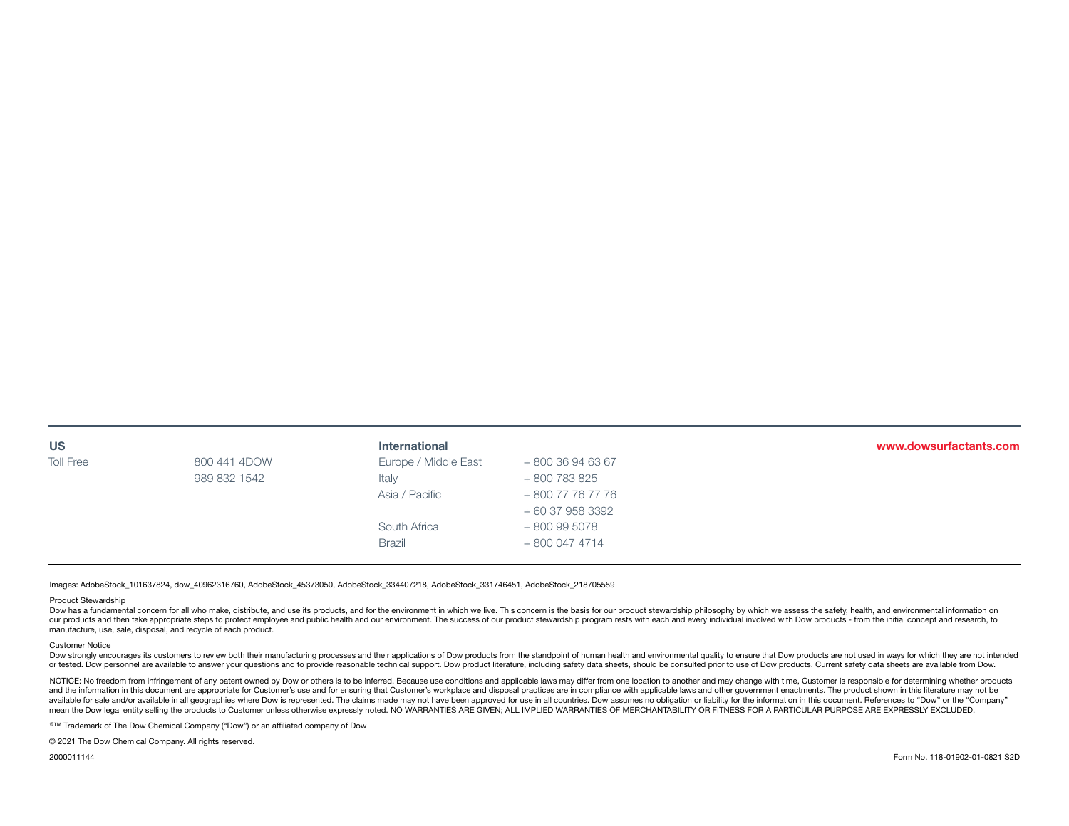| **US** | | **International** | | **www.dowsurfactants.com** |
|---|---|---|---|---|
| Toll Free | 800 441 4DOW | Europe / Middle East | + 800 36 94 63 67 | |
| | 989 832 1542 | Italy | + 800 783 825 | |
| | | Asia / Pacific | + 800 77 76 77 76 | |
| | | | + 60 37 958 3392 | |
| | | South Africa | + 800 99 5078 | |
| | | Brazil | + 800 047 4714 | |

Images: AdobeStock_101637824, dow_40962316760, AdobeStock_45373050, AdobeStock_334407218, AdobeStock_331746451, AdobeStock_218705559

Product Stewardship
Dow has a fundamental concern for all who make, distribute, and use its products, and for the environment in which we live. This concern is the basis for our product stewardship philosophy by which we assess the safety, health, and environmental information on our products and then take appropriate steps to protect employee and public health and our environment. The success of our product stewardship program rests with each and every individual involved with Dow products - from the initial concept and research, to manufacture, use, sale, disposal, and recycle of each product.

Customer Notice
Dow strongly encourages its customers to review both their manufacturing processes and their applications of Dow products from the standpoint of human health and environmental quality to ensure that Dow products are not used in ways for which they are not intended or tested. Dow personnel are available to answer your questions and to provide reasonable technical support. Dow product literature, including safety data sheets, should be consulted prior to use of Dow products. Current safety data sheets are available from Dow.

NOTICE: No freedom from infringement of any patent owned by Dow or others is to be inferred. Because use conditions and applicable laws may differ from one location to another and may change with time, Customer is responsible for determining whether products and the information in this document are appropriate for Customer's use and for ensuring that Customer's workplace and disposal practices are in compliance with applicable laws and other government enactments. The product shown in this literature may not be available for sale and/or available in all geographies where Dow is represented. The claims made may not have been approved for use in all countries. Dow assumes no obligation or liability for the information in this document. References to "Dow" or the "Company" mean the Dow legal entity selling the products to Customer unless otherwise expressly noted. NO WARRANTIES ARE GIVEN; ALL IMPLIED WARRANTIES OF MERCHANTABILITY OR FITNESS FOR A PARTICULAR PURPOSE ARE EXPRESSLY EXCLUDED.

®™ Trademark of The Dow Chemical Company ("Dow") or an affiliated company of Dow

© 2021 The Dow Chemical Company. All rights reserved.

2000011144

Form No. 118-01902-01-0821 S2D